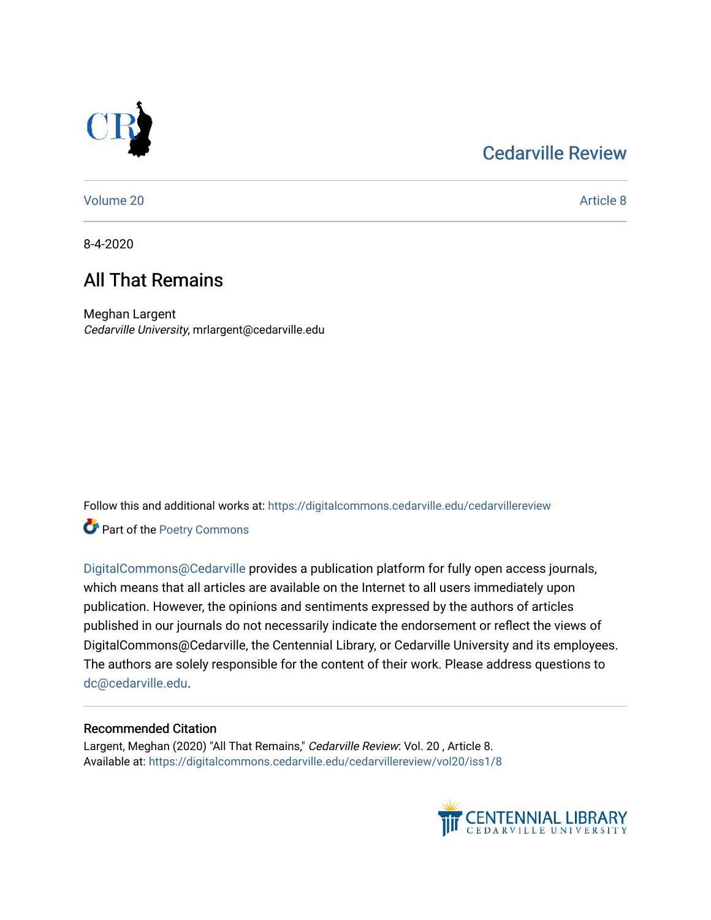Cedarville Review

Volume 20 Article 8

8-4-2020

# All That Remains

Meghan Largent
*Cedarville University*, mrlargent@cedarville.edu

Follow this and additional works at: https://digitalcommons.cedarville.edu/cedarvillereview

Part of the Poetry Commons

DigitalCommons@Cedarville provides a publication platform for fully open access journals, which means that all articles are available on the Internet to all users immediately upon publication. However, the opinions and sentiments expressed by the authors of articles published in our journals do not necessarily indicate the endorsement or reflect the views of DigitalCommons@Cedarville, the Centennial Library, or Cedarville University and its employees. The authors are solely responsible for the content of their work. Please address questions to dc@cedarville.edu.

## Recommended Citation

Largent, Meghan (2020) "All That Remains," *Cedarville Review*: Vol. 20 , Article 8.
Available at: https://digitalcommons.cedarville.edu/cedarvillereview/vol20/iss1/8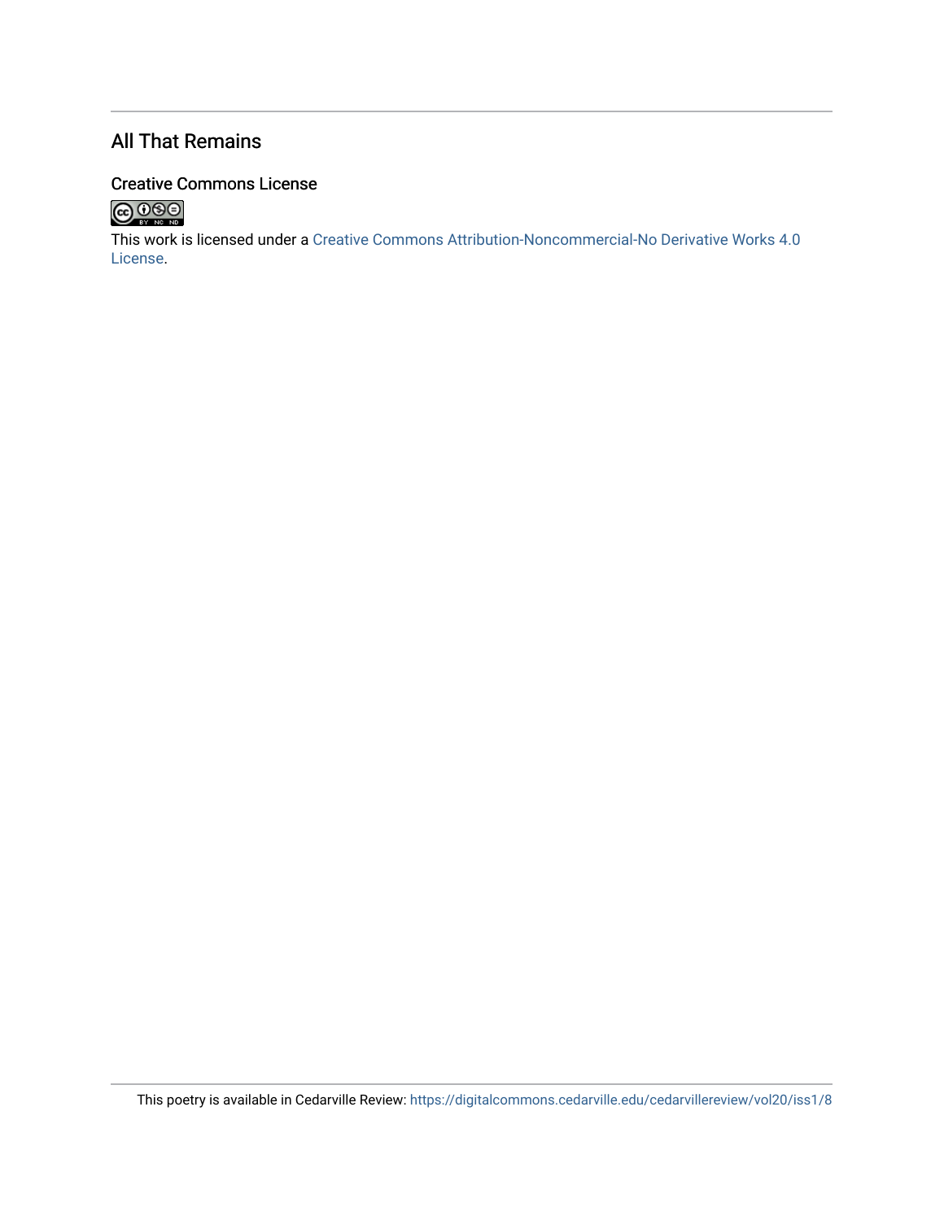## All That Remains

### Creative Commons License

This work is licensed under a Creative Commons Attribution-Noncommercial-No Derivative Works 4.0 License.

This poetry is available in Cedarville Review: https://digitalcommons.cedarville.edu/cedarvillereview/vol20/iss1/8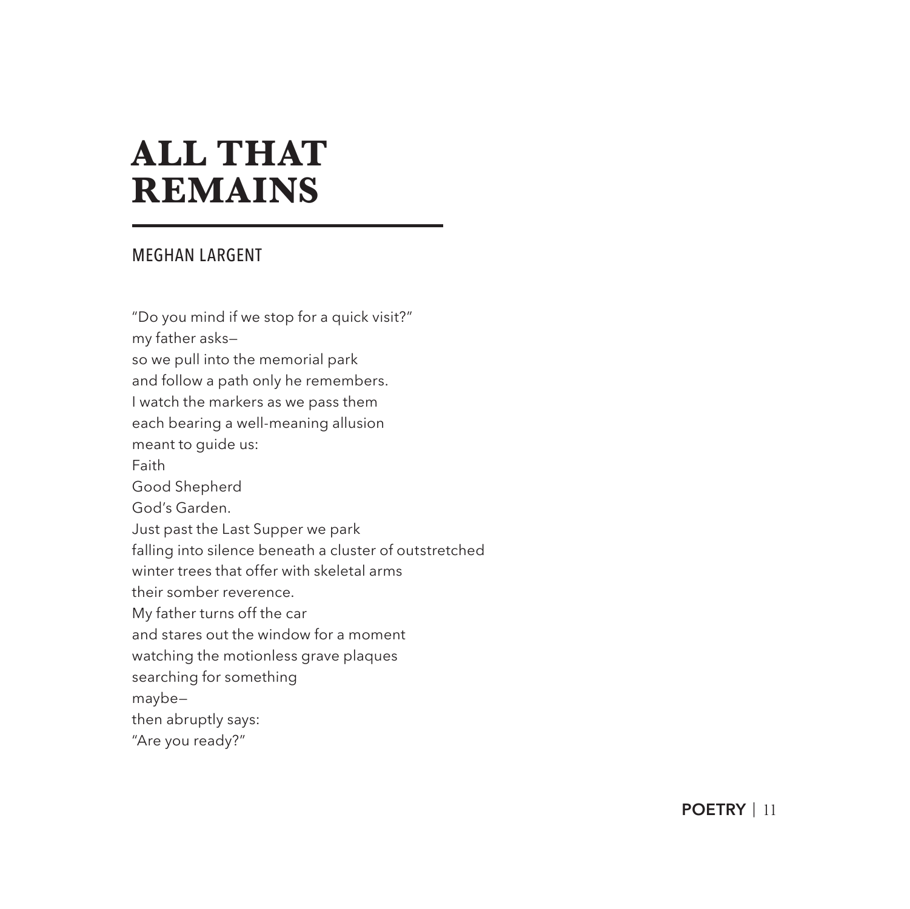# ALL THAT REMAINS

MEGHAN LARGENT

"Do you mind if we stop for a quick visit?"  
my father asks—  
so we pull into the memorial park  
and follow a path only he remembers.  
I watch the markers as we pass them  
each bearing a well-meaning allusion  
meant to guide us:  
Faith  
Good Shepherd  
God's Garden.  
Just past the Last Supper we park  
falling into silence beneath a cluster of outstretched  
winter trees that offer with skeletal arms  
their somber reverence.  
My father turns off the car  
and stares out the window for a moment  
watching the motionless grave plaques  
searching for something  
maybe—  
then abruptly says:  
"Are you ready?"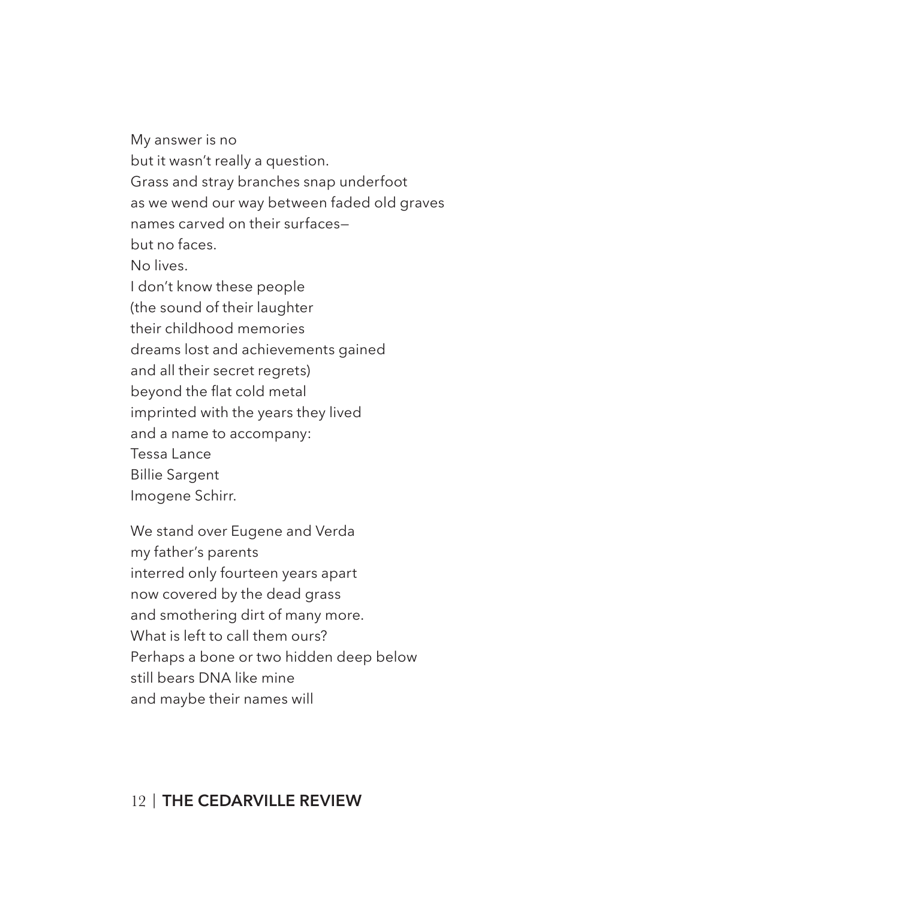My answer is no  
but it wasn't really a question.  
Grass and stray branches snap underfoot  
as we wend our way between faded old graves  
names carved on their surfaces—  
but no faces.  
No lives.  
I don't know these people  
(the sound of their laughter  
their childhood memories  
dreams lost and achievements gained  
and all their secret regrets)  
beyond the flat cold metal  
imprinted with the years they lived  
and a name to accompany:  
Tessa Lance  
Billie Sargent  
Imogene Schirr.

We stand over Eugene and Verda  
my father's parents  
interred only fourteen years apart  
now covered by the dead grass  
and smothering dirt of many more.  
What is left to call them ours?  
Perhaps a bone or two hidden deep below  
still bears DNA like mine  
and maybe their names will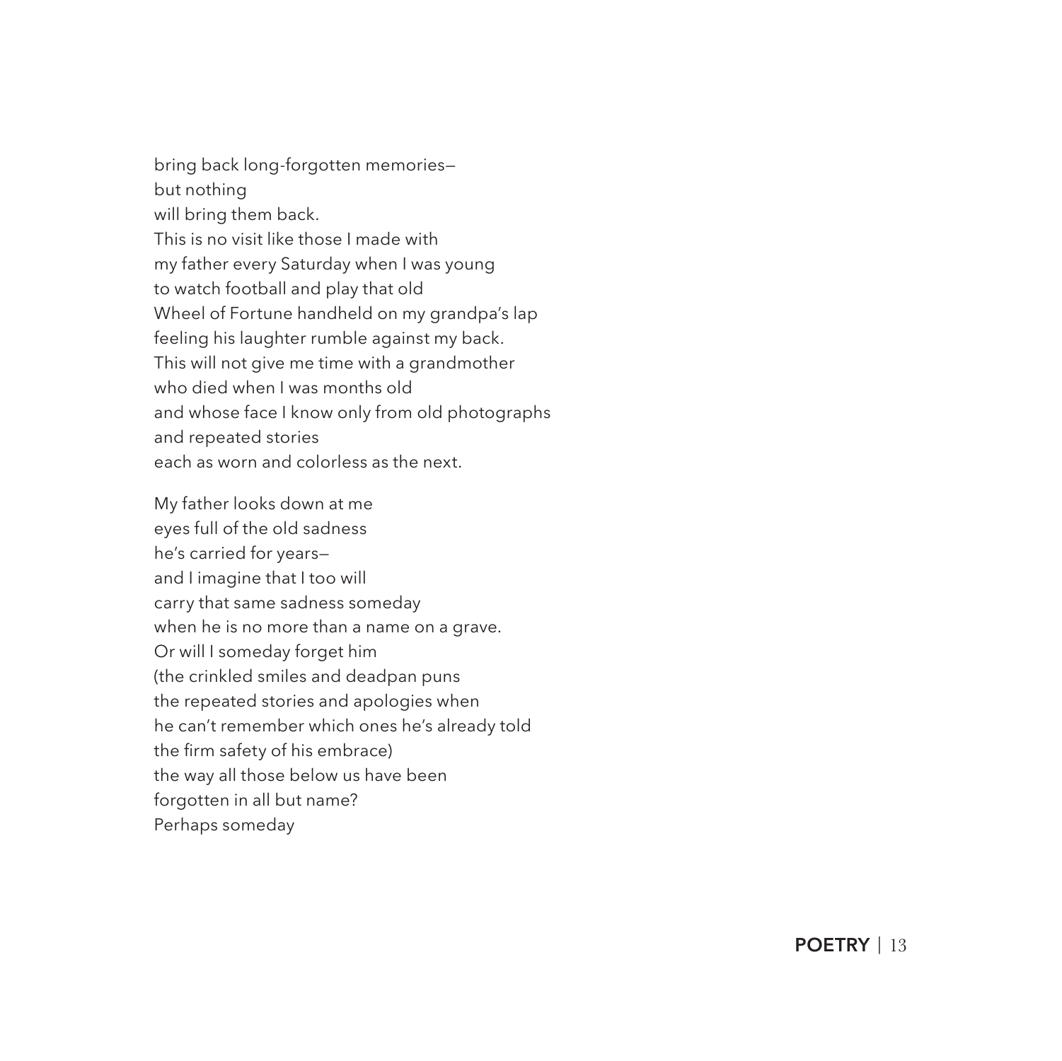bring back long-forgotten memories—  
but nothing  
will bring them back.  
This is no visit like those I made with  
my father every Saturday when I was young  
to watch football and play that old  
Wheel of Fortune handheld on my grandpa's lap  
feeling his laughter rumble against my back.  
This will not give me time with a grandmother  
who died when I was months old  
and whose face I know only from old photographs  
and repeated stories  
each as worn and colorless as the next.

My father looks down at me  
eyes full of the old sadness  
he's carried for years—  
and I imagine that I too will  
carry that same sadness someday  
when he is no more than a name on a grave.  
Or will I someday forget him  
(the crinkled smiles and deadpan puns  
the repeated stories and apologies when  
he can't remember which ones he's already told  
the firm safety of his embrace)  
the way all those below us have been  
forgotten in all but name?  
Perhaps someday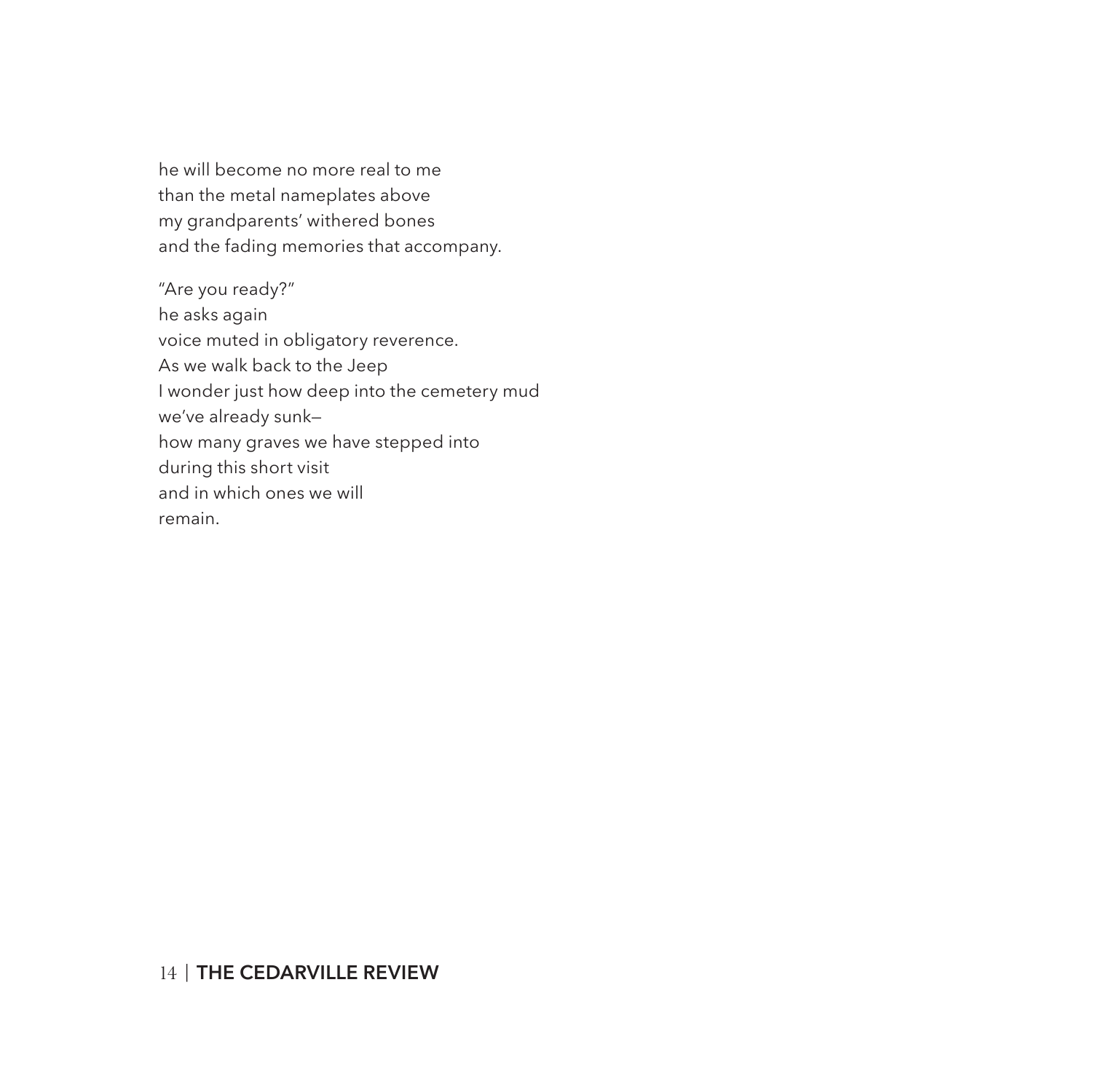he will become no more real to me  
than the metal nameplates above  
my grandparents' withered bones  
and the fading memories that accompany.

"Are you ready?"  
he asks again  
voice muted in obligatory reverence.  
As we walk back to the Jeep  
I wonder just how deep into the cemetery mud  
we've already sunk—  
how many graves we have stepped into  
during this short visit  
and in which ones we will  
remain.